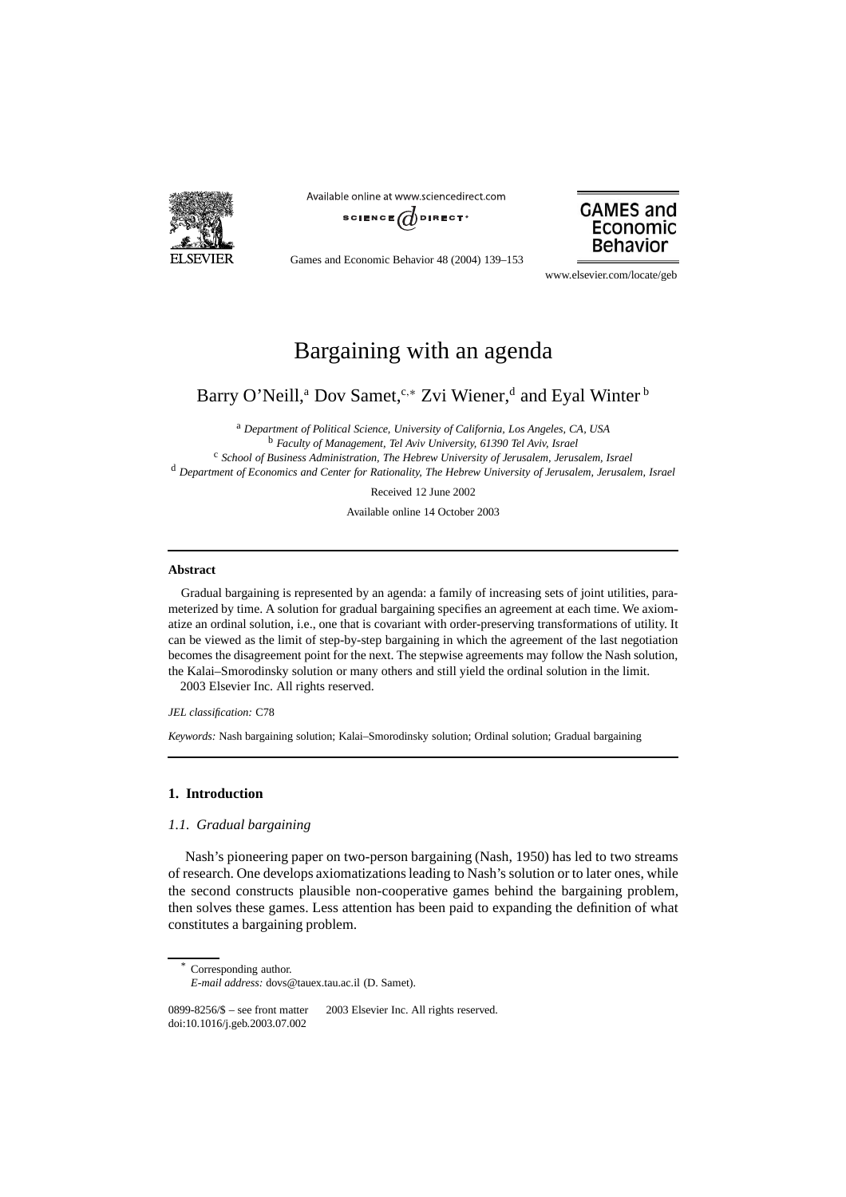# Bargaining with an agenda

Barry O'Neill,[a] Dov Samet,[c,*] Zvi Wiener,[d] and Eyal Winter[b]

[a] *Department of Political Science, University of California, Los Angeles, CA, USA*
[b] *Faculty of Management, Tel Aviv University, 61390 Tel Aviv, Israel*
[c] *School of Business Administration, The Hebrew University of Jerusalem, Jerusalem, Israel*
[d] *Department of Economics and Center for Rationality, The Hebrew University of Jerusalem, Jerusalem, Israel*

Received 12 June 2002

Available online 14 October 2003

---

**Abstract**

Gradual bargaining is represented by an agenda: a family of increasing sets of joint utilities, parameterized by time. A solution for gradual bargaining specifies an agreement at each time. We axiomatize an ordinal solution, i.e., one that is covariant with order-preserving transformations of utility. It can be viewed as the limit of step-by-step bargaining in which the agreement of the last negotiation becomes the disagreement point for the next. The stepwise agreements may follow the Nash solution, the Kalai–Smorodinsky solution or many others and still yield the ordinal solution in the limit.
2003 Elsevier Inc. All rights reserved.

*JEL classification:* C78

*Keywords:* Nash bargaining solution; Kalai–Smorodinsky solution; Ordinal solution; Gradual bargaining

---

## 1. Introduction

### 1.1. Gradual bargaining

Nash's pioneering paper on two-person bargaining (Nash, 1950) has led to two streams of research. One develops axiomatizations leading to Nash's solution or to later ones, while the second constructs plausible non-cooperative games behind the bargaining problem, then solves these games. Less attention has been paid to expanding the definition of what constitutes a bargaining problem.

---

* Corresponding author.
*E-mail address:* dovs@tauex.tau.ac.il (D. Samet).

0899-8256/$ – see front matter 2003 Elsevier Inc. All rights reserved.
doi:10.1016/j.geb.2003.07.002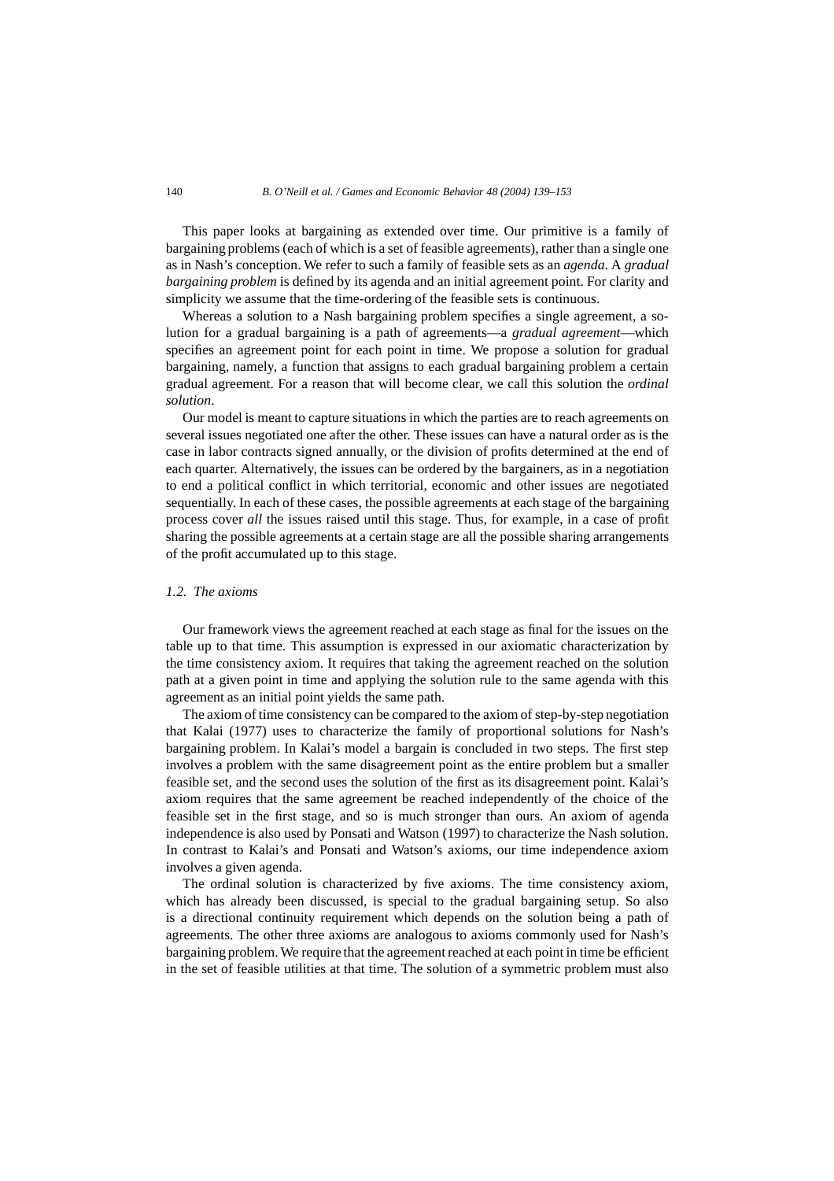This paper looks at bargaining as extended over time. Our primitive is a family of bargaining problems (each of which is a set of feasible agreements), rather than a single one as in Nash's conception. We refer to such a family of feasible sets as an *agenda*. A *gradual bargaining problem* is defined by its agenda and an initial agreement point. For clarity and simplicity we assume that the time-ordering of the feasible sets is continuous.

Whereas a solution to a Nash bargaining problem specifies a single agreement, a solution for a gradual bargaining is a path of agreements—a *gradual agreement*—which specifies an agreement point for each point in time. We propose a solution for gradual bargaining, namely, a function that assigns to each gradual bargaining problem a certain gradual agreement. For a reason that will become clear, we call this solution the *ordinal solution*.

Our model is meant to capture situations in which the parties are to reach agreements on several issues negotiated one after the other. These issues can have a natural order as is the case in labor contracts signed annually, or the division of profits determined at the end of each quarter. Alternatively, the issues can be ordered by the bargainers, as in a negotiation to end a political conflict in which territorial, economic and other issues are negotiated sequentially. In each of these cases, the possible agreements at each stage of the bargaining process cover *all* the issues raised until this stage. Thus, for example, in a case of profit sharing the possible agreements at a certain stage are all the possible sharing arrangements of the profit accumulated up to this stage.

### *1.2. The axioms*

Our framework views the agreement reached at each stage as final for the issues on the table up to that time. This assumption is expressed in our axiomatic characterization by the time consistency axiom. It requires that taking the agreement reached on the solution path at a given point in time and applying the solution rule to the same agenda with this agreement as an initial point yields the same path.

The axiom of time consistency can be compared to the axiom of step-by-step negotiation that Kalai (1977) uses to characterize the family of proportional solutions for Nash's bargaining problem. In Kalai's model a bargain is concluded in two steps. The first step involves a problem with the same disagreement point as the entire problem but a smaller feasible set, and the second uses the solution of the first as its disagreement point. Kalai's axiom requires that the same agreement be reached independently of the choice of the feasible set in the first stage, and so is much stronger than ours. An axiom of agenda independence is also used by Ponsati and Watson (1997) to characterize the Nash solution. In contrast to Kalai's and Ponsati and Watson's axioms, our time independence axiom involves a given agenda.

The ordinal solution is characterized by five axioms. The time consistency axiom, which has already been discussed, is special to the gradual bargaining setup. So also is a directional continuity requirement which depends on the solution being a path of agreements. The other three axioms are analogous to axioms commonly used for Nash's bargaining problem. We require that the agreement reached at each point in time be efficient in the set of feasible utilities at that time. The solution of a symmetric problem must also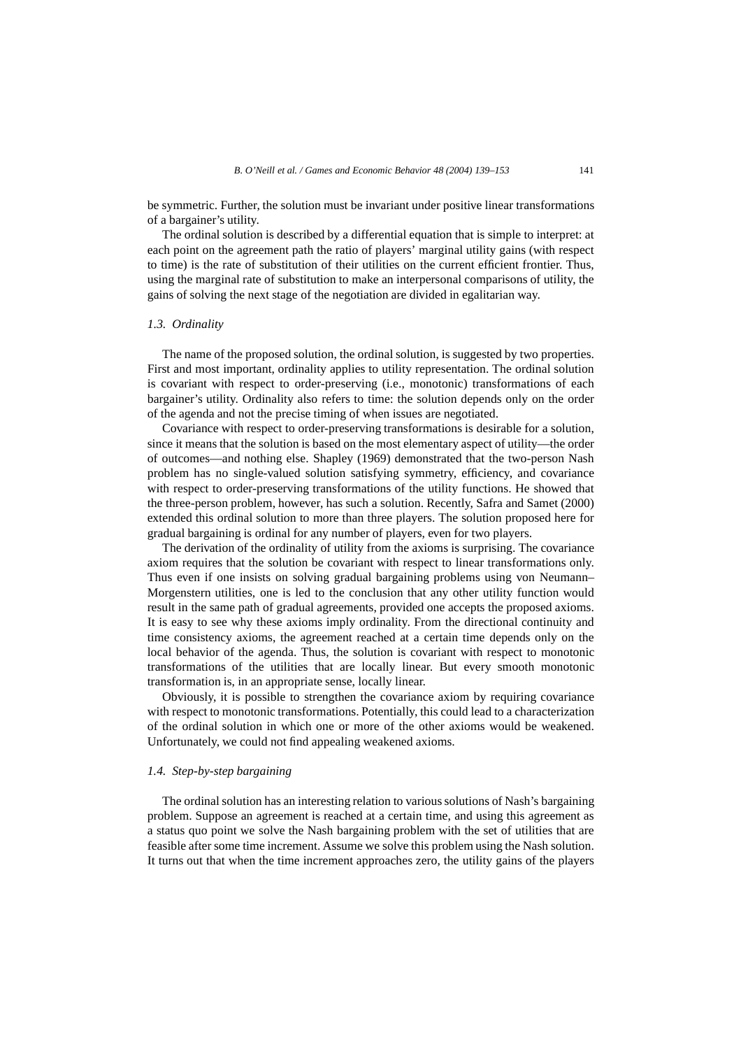be symmetric. Further, the solution must be invariant under positive linear transformations of a bargainer's utility.

The ordinal solution is described by a differential equation that is simple to interpret: at each point on the agreement path the ratio of players' marginal utility gains (with respect to time) is the rate of substitution of their utilities on the current efficient frontier. Thus, using the marginal rate of substitution to make an interpersonal comparisons of utility, the gains of solving the next stage of the negotiation are divided in egalitarian way.

### 1.3. Ordinality

The name of the proposed solution, the ordinal solution, is suggested by two properties. First and most important, ordinality applies to utility representation. The ordinal solution is covariant with respect to order-preserving (i.e., monotonic) transformations of each bargainer's utility. Ordinality also refers to time: the solution depends only on the order of the agenda and not the precise timing of when issues are negotiated.

Covariance with respect to order-preserving transformations is desirable for a solution, since it means that the solution is based on the most elementary aspect of utility—the order of outcomes—and nothing else. Shapley (1969) demonstrated that the two-person Nash problem has no single-valued solution satisfying symmetry, efficiency, and covariance with respect to order-preserving transformations of the utility functions. He showed that the three-person problem, however, has such a solution. Recently, Safra and Samet (2000) extended this ordinal solution to more than three players. The solution proposed here for gradual bargaining is ordinal for any number of players, even for two players.

The derivation of the ordinality of utility from the axioms is surprising. The covariance axiom requires that the solution be covariant with respect to linear transformations only. Thus even if one insists on solving gradual bargaining problems using von Neumann–Morgenstern utilities, one is led to the conclusion that any other utility function would result in the same path of gradual agreements, provided one accepts the proposed axioms. It is easy to see why these axioms imply ordinality. From the directional continuity and time consistency axioms, the agreement reached at a certain time depends only on the local behavior of the agenda. Thus, the solution is covariant with respect to monotonic transformations of the utilities that are locally linear. But every smooth monotonic transformation is, in an appropriate sense, locally linear.

Obviously, it is possible to strengthen the covariance axiom by requiring covariance with respect to monotonic transformations. Potentially, this could lead to a characterization of the ordinal solution in which one or more of the other axioms would be weakened. Unfortunately, we could not find appealing weakened axioms.

### 1.4. Step-by-step bargaining

The ordinal solution has an interesting relation to various solutions of Nash's bargaining problem. Suppose an agreement is reached at a certain time, and using this agreement as a status quo point we solve the Nash bargaining problem with the set of utilities that are feasible after some time increment. Assume we solve this problem using the Nash solution. It turns out that when the time increment approaches zero, the utility gains of the players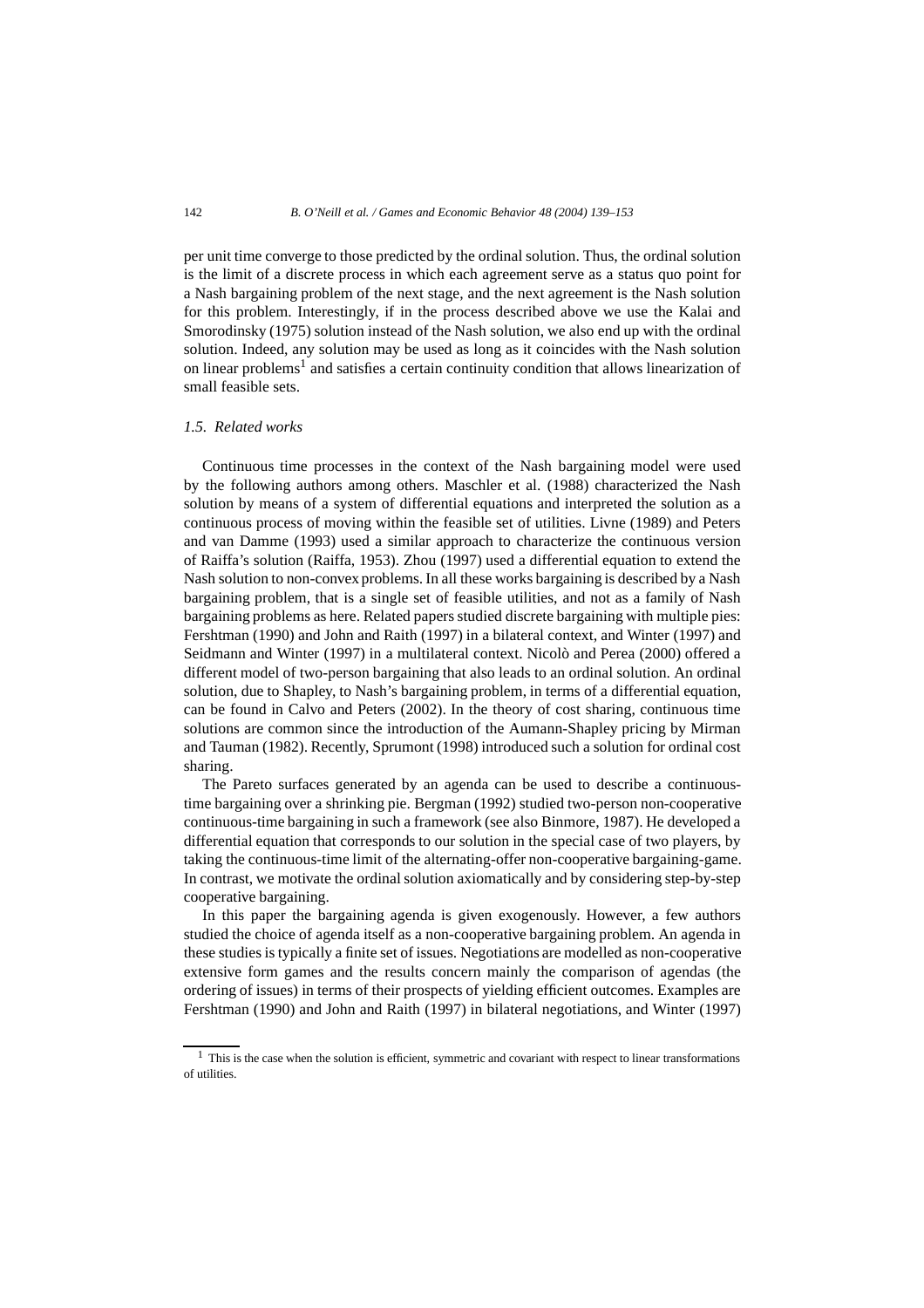per unit time converge to those predicted by the ordinal solution. Thus, the ordinal solution is the limit of a discrete process in which each agreement serve as a status quo point for a Nash bargaining problem of the next stage, and the next agreement is the Nash solution for this problem. Interestingly, if in the process described above we use the Kalai and Smorodinsky (1975) solution instead of the Nash solution, we also end up with the ordinal solution. Indeed, any solution may be used as long as it coincides with the Nash solution on linear problems[1] and satisfies a certain continuity condition that allows linearization of small feasible sets.

### *1.5. Related works*

Continuous time processes in the context of the Nash bargaining model were used by the following authors among others. Maschler et al. (1988) characterized the Nash solution by means of a system of differential equations and interpreted the solution as a continuous process of moving within the feasible set of utilities. Livne (1989) and Peters and van Damme (1993) used a similar approach to characterize the continuous version of Raiffa's solution (Raiffa, 1953). Zhou (1997) used a differential equation to extend the Nash solution to non-convex problems. In all these works bargaining is described by a Nash bargaining problem, that is a single set of feasible utilities, and not as a family of Nash bargaining problems as here. Related papers studied discrete bargaining with multiple pies: Fershtman (1990) and John and Raith (1997) in a bilateral context, and Winter (1997) and Seidmann and Winter (1997) in a multilateral context. Nicolò and Perea (2000) offered a different model of two-person bargaining that also leads to an ordinal solution. An ordinal solution, due to Shapley, to Nash's bargaining problem, in terms of a differential equation, can be found in Calvo and Peters (2002). In the theory of cost sharing, continuous time solutions are common since the introduction of the Aumann-Shapley pricing by Mirman and Tauman (1982). Recently, Sprumont (1998) introduced such a solution for ordinal cost sharing.

The Pareto surfaces generated by an agenda can be used to describe a continuous-time bargaining over a shrinking pie. Bergman (1992) studied two-person non-cooperative continuous-time bargaining in such a framework (see also Binmore, 1987). He developed a differential equation that corresponds to our solution in the special case of two players, by taking the continuous-time limit of the alternating-offer non-cooperative bargaining-game. In contrast, we motivate the ordinal solution axiomatically and by considering step-by-step cooperative bargaining.

In this paper the bargaining agenda is given exogenously. However, a few authors studied the choice of agenda itself as a non-cooperative bargaining problem. An agenda in these studies is typically a finite set of issues. Negotiations are modelled as non-cooperative extensive form games and the results concern mainly the comparison of agendas (the ordering of issues) in terms of their prospects of yielding efficient outcomes. Examples are Fershtman (1990) and John and Raith (1997) in bilateral negotiations, and Winter (1997)

[1] This is the case when the solution is efficient, symmetric and covariant with respect to linear transformations of utilities.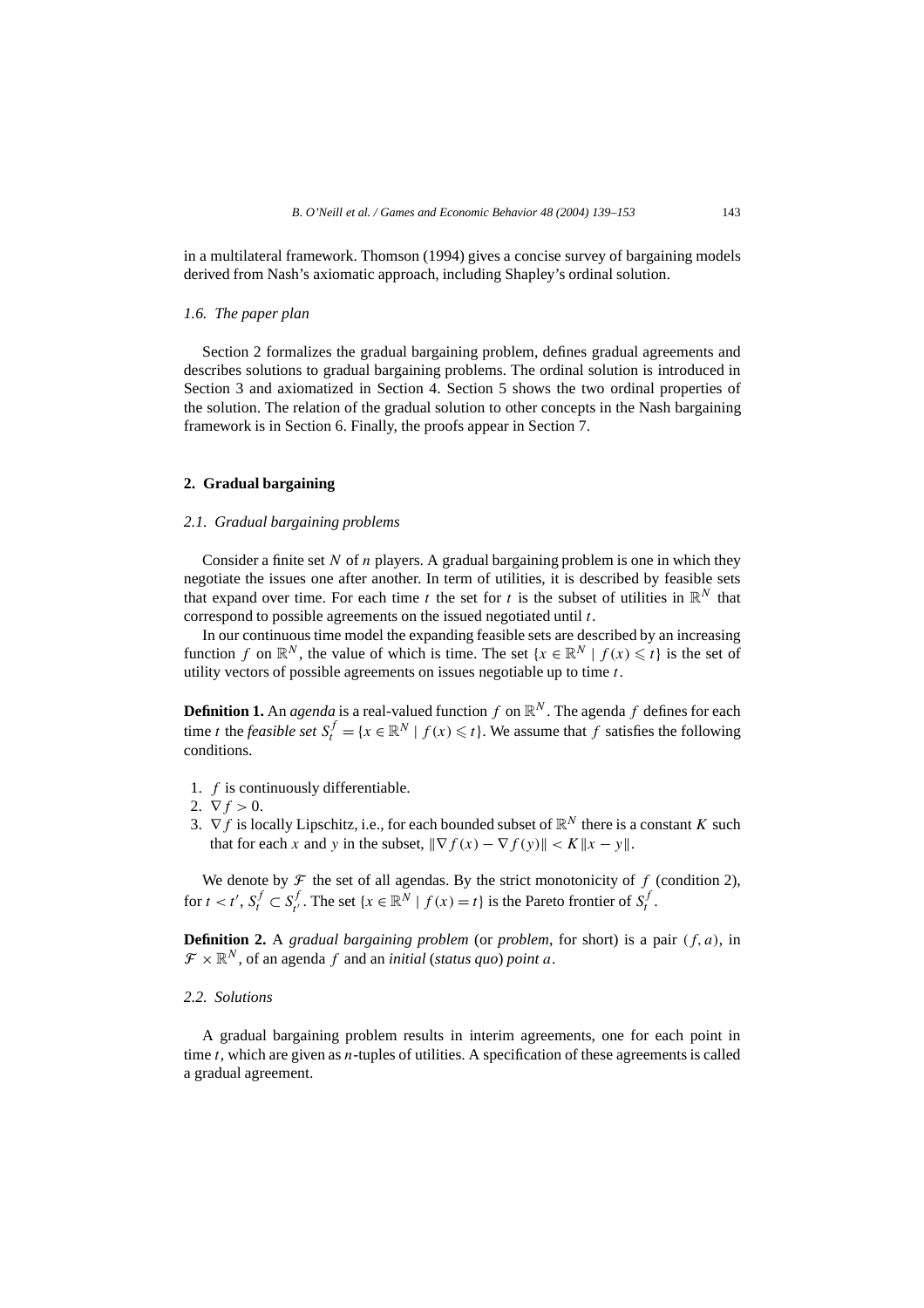in a multilateral framework. Thomson (1994) gives a concise survey of bargaining models derived from Nash's axiomatic approach, including Shapley's ordinal solution.

### *1.6. The paper plan*

Section 2 formalizes the gradual bargaining problem, defines gradual agreements and describes solutions to gradual bargaining problems. The ordinal solution is introduced in Section 3 and axiomatized in Section 4. Section 5 shows the two ordinal properties of the solution. The relation of the gradual solution to other concepts in the Nash bargaining framework is in Section 6. Finally, the proofs appear in Section 7.

## 2. Gradual bargaining

### *2.1. Gradual bargaining problems*

Consider a finite set $N$ of $n$ players. A gradual bargaining problem is one in which they negotiate the issues one after another. In term of utilities, it is described by feasible sets that expand over time. For each time $t$ the set for $t$ is the subset of utilities in $\mathbb{R}^N$ that correspond to possible agreements on the issued negotiated until $t$.

In our continuous time model the expanding feasible sets are described by an increasing function $f$ on $\mathbb{R}^N$, the value of which is time. The set $\{x \in \mathbb{R}^N \mid f(x) \leqslant t\}$ is the set of utility vectors of possible agreements on issues negotiable up to time $t$.

**Definition 1.** An *agenda* is a real-valued function $f$ on $\mathbb{R}^N$. The agenda $f$ defines for each time $t$ the *feasible set* $S_t^f = \{x \in \mathbb{R}^N \mid f(x) \leqslant t\}$. We assume that $f$ satisfies the following conditions.

1. $f$ is continuously differentiable.
2. $\nabla f > 0$.
3. $\nabla f$ is locally Lipschitz, i.e., for each bounded subset of $\mathbb{R}^N$ there is a constant $K$ such that for each $x$ and $y$ in the subset, $\|\nabla f(x) - \nabla f(y)\| < K\|x - y\|$.

We denote by $\mathcal{F}$ the set of all agendas. By the strict monotonicity of $f$ (condition 2), for $t < t'$, $S_t^f \subset S_{t'}^f$. The set $\{x \in \mathbb{R}^N \mid f(x) = t\}$ is the Pareto frontier of $S_t^f$.

**Definition 2.** A *gradual bargaining problem* (or *problem*, for short) is a pair $(f, a)$, in $\mathcal{F} \times \mathbb{R}^N$, of an agenda $f$ and an *initial* (*status quo*) *point* $a$.

### *2.2. Solutions*

A gradual bargaining problem results in interim agreements, one for each point in time $t$, which are given as $n$-tuples of utilities. A specification of these agreements is called a gradual agreement.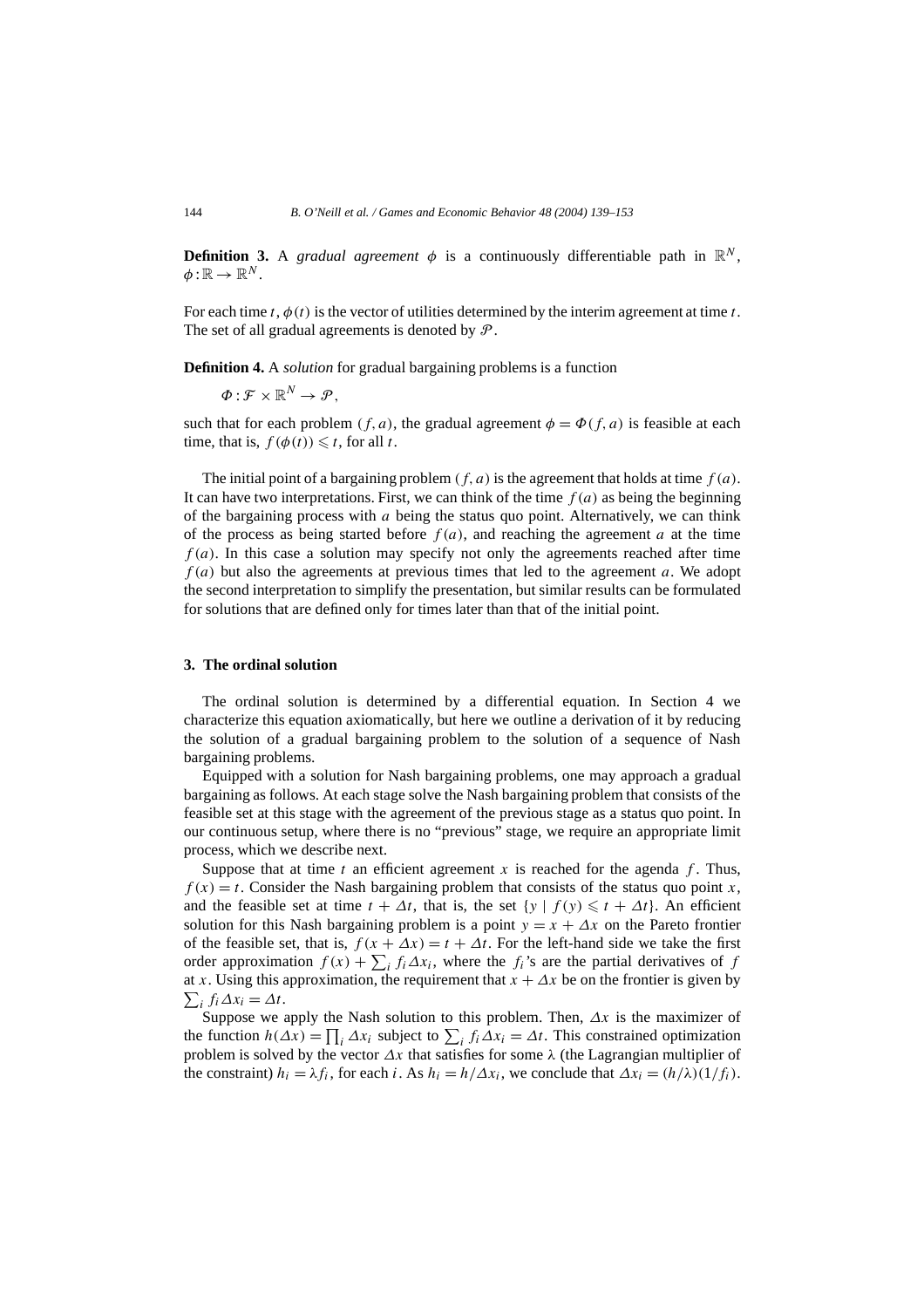**Definition 3.** A *gradual agreement* $\phi$ is a continuously differentiable path in $\mathbb{R}^N$, $\phi : \mathbb{R} \to \mathbb{R}^N$.

For each time $t$, $\phi(t)$ is the vector of utilities determined by the interim agreement at time $t$. The set of all gradual agreements is denoted by $\mathcal{P}$.

**Definition 4.** A *solution* for gradual bargaining problems is a function

$$\Phi : \mathcal{F} \times \mathbb{R}^N \to \mathcal{P},$$

such that for each problem $(f, a)$, the gradual agreement $\phi = \Phi(f, a)$ is feasible at each time, that is, $f(\phi(t)) \leqslant t$, for all $t$.

The initial point of a bargaining problem $(f, a)$ is the agreement that holds at time $f(a)$. It can have two interpretations. First, we can think of the time $f(a)$ as being the beginning of the bargaining process with $a$ being the status quo point. Alternatively, we can think of the process as being started before $f(a)$, and reaching the agreement $a$ at the time $f(a)$. In this case a solution may specify not only the agreements reached after time $f(a)$ but also the agreements at previous times that led to the agreement $a$. We adopt the second interpretation to simplify the presentation, but similar results can be formulated for solutions that are defined only for times later than that of the initial point.

## 3. The ordinal solution

The ordinal solution is determined by a differential equation. In Section 4 we characterize this equation axiomatically, but here we outline a derivation of it by reducing the solution of a gradual bargaining problem to the solution of a sequence of Nash bargaining problems.

Equipped with a solution for Nash bargaining problems, one may approach a gradual bargaining as follows. At each stage solve the Nash bargaining problem that consists of the feasible set at this stage with the agreement of the previous stage as a status quo point. In our continuous setup, where there is no "previous" stage, we require an appropriate limit process, which we describe next.

Suppose that at time $t$ an efficient agreement $x$ is reached for the agenda $f$. Thus, $f(x) = t$. Consider the Nash bargaining problem that consists of the status quo point $x$, and the feasible set at time $t + \Delta t$, that is, the set $\{y \mid f(y) \leqslant t + \Delta t\}$. An efficient solution for this Nash bargaining problem is a point $y = x + \Delta x$ on the Pareto frontier of the feasible set, that is, $f(x + \Delta x) = t + \Delta t$. For the left-hand side we take the first order approximation $f(x) + \sum_i f_i \Delta x_i$, where the $f_i$'s are the partial derivatives of $f$ at $x$. Using this approximation, the requirement that $x + \Delta x$ be on the frontier is given by $\sum_i f_i \Delta x_i = \Delta t$.

Suppose we apply the Nash solution to this problem. Then, $\Delta x$ is the maximizer of the function $h(\Delta x) = \prod_i \Delta x_i$ subject to $\sum_i f_i \Delta x_i = \Delta t$. This constrained optimization problem is solved by the vector $\Delta x$ that satisfies for some $\lambda$ (the Lagrangian multiplier of the constraint) $h_i = \lambda f_i$, for each $i$. As $h_i = h/\Delta x_i$, we conclude that $\Delta x_i = (h/\lambda)(1/f_i)$.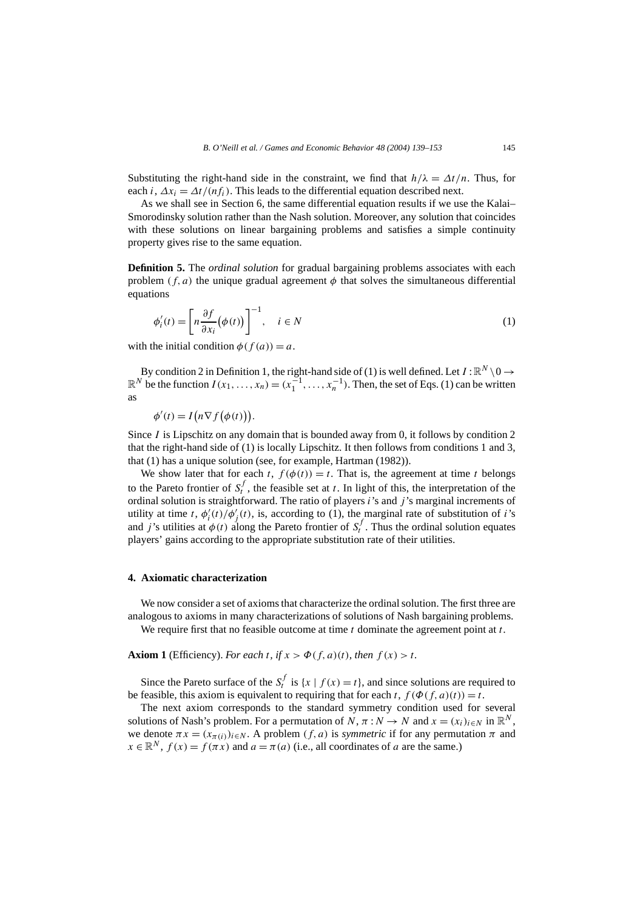Substituting the right-hand side in the constraint, we find that $h/\lambda = \Delta t/n$. Thus, for each $i$, $\Delta x_i = \Delta t/(nf_i)$. This leads to the differential equation described next.

As we shall see in Section 6, the same differential equation results if we use the Kalai–Smorodinsky solution rather than the Nash solution. Moreover, any solution that coincides with these solutions on linear bargaining problems and satisfies a simple continuity property gives rise to the same equation.

**Definition 5.** The *ordinal solution* for gradual bargaining problems associates with each problem $(f, a)$ the unique gradual agreement $\phi$ that solves the simultaneous differential equations

$$\phi_i'(t) = \left[ n \frac{\partial f}{\partial x_i}\big(\phi(t)\big) \right]^{-1}, \quad i \in N \tag{1}$$

with the initial condition $\phi(f(a)) = a$.

By condition 2 in Definition 1, the right-hand side of (1) is well defined. Let $I : \mathbb{R}^N \setminus 0 \to \mathbb{R}^N$ be the function $I(x_1, \ldots, x_n) = (x_1^{-1}, \ldots, x_n^{-1})$. Then, the set of Eqs. (1) can be written as

$$\phi'(t) = I\big(n\nabla f\big(\phi(t)\big)\big).$$

Since $I$ is Lipschitz on any domain that is bounded away from 0, it follows by condition 2 that the right-hand side of (1) is locally Lipschitz. It then follows from conditions 1 and 3, that (1) has a unique solution (see, for example, Hartman (1982)).

We show later that for each $t$, $f(\phi(t)) = t$. That is, the agreement at time $t$ belongs to the Pareto frontier of $S_t^f$, the feasible set at $t$. In light of this, the interpretation of the ordinal solution is straightforward. The ratio of players $i$'s and $j$'s marginal increments of utility at time $t$, $\phi_i'(t)/\phi_j'(t)$, is, according to (1), the marginal rate of substitution of $i$'s and $j$'s utilities at $\phi(t)$ along the Pareto frontier of $S_t^f$. Thus the ordinal solution equates players' gains according to the appropriate substitution rate of their utilities.

## 4. Axiomatic characterization

We now consider a set of axioms that characterize the ordinal solution. The first three are analogous to axioms in many characterizations of solutions of Nash bargaining problems.

We require first that no feasible outcome at time $t$ dominate the agreement point at $t$.

**Axiom 1** (Efficiency). *For each $t$, if $x > \Phi(f, a)(t)$, then $f(x) > t$.*

Since the Pareto surface of the $S_t^f$ is $\{x \mid f(x) = t\}$, and since solutions are required to be feasible, this axiom is equivalent to requiring that for each $t$, $f(\Phi(f, a)(t)) = t$.

The next axiom corresponds to the standard symmetry condition used for several solutions of Nash's problem. For a permutation of $N$, $\pi : N \to N$ and $x = (x_i)_{i \in N}$ in $\mathbb{R}^N$, we denote $\pi x = (x_{\pi(i)})_{i \in N}$. A problem $(f, a)$ is *symmetric* if for any permutation $\pi$ and $x \in \mathbb{R}^N$, $f(x) = f(\pi x)$ and $a = \pi(a)$ (i.e., all coordinates of $a$ are the same.)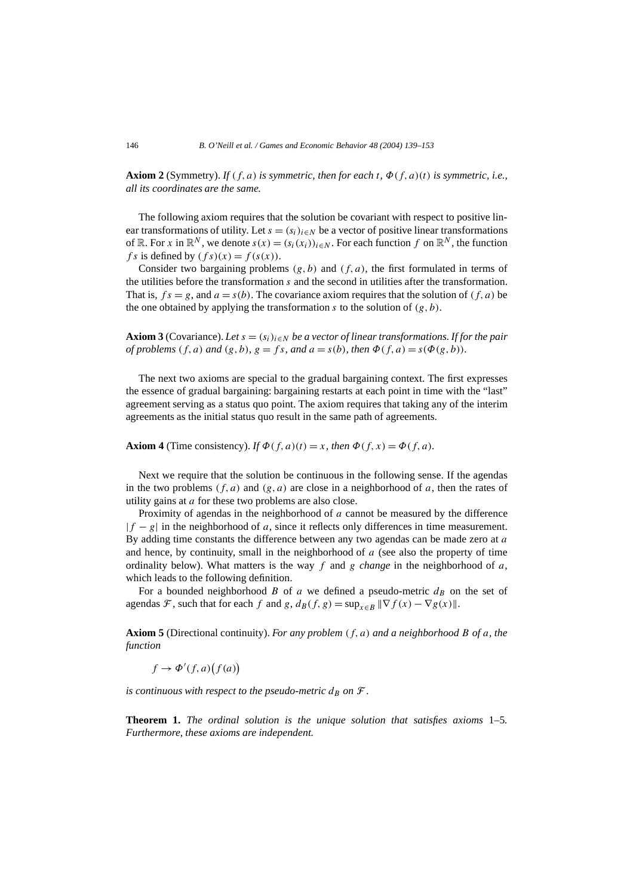**Axiom 2** (Symmetry). *If $(f, a)$ is symmetric, then for each $t$, $\Phi(f, a)(t)$ is symmetric, i.e., all its coordinates are the same.*

The following axiom requires that the solution be covariant with respect to positive linear transformations of utility. Let $s = (s_i)_{i \in N}$ be a vector of positive linear transformations of $\mathbb{R}$. For $x$ in $\mathbb{R}^N$, we denote $s(x) = (s_i(x_i))_{i \in N}$. For each function $f$ on $\mathbb{R}^N$, the function $fs$ is defined by $(fs)(x) = f(s(x))$.

Consider two bargaining problems $(g, b)$ and $(f, a)$, the first formulated in terms of the utilities before the transformation $s$ and the second in utilities after the transformation. That is, $fs = g$, and $a = s(b)$. The covariance axiom requires that the solution of $(f, a)$ be the one obtained by applying the transformation $s$ to the solution of $(g, b)$.

**Axiom 3** (Covariance). *Let $s = (s_i)_{i \in N}$ be a vector of linear transformations. If for the pair of problems $(f, a)$ and $(g, b)$, $g = fs$, and $a = s(b)$, then $\Phi(f, a) = s(\Phi(g, b))$.*

The next two axioms are special to the gradual bargaining context. The first expresses the essence of gradual bargaining: bargaining restarts at each point in time with the "last" agreement serving as a status quo point. The axiom requires that taking any of the interim agreements as the initial status quo result in the same path of agreements.

**Axiom 4** (Time consistency). *If $\Phi(f, a)(t) = x$, then $\Phi(f, x) = \Phi(f, a)$.*

Next we require that the solution be continuous in the following sense. If the agendas in the two problems $(f, a)$ and $(g, a)$ are close in a neighborhood of $a$, then the rates of utility gains at $a$ for these two problems are also close.

Proximity of agendas in the neighborhood of $a$ cannot be measured by the difference $|f - g|$ in the neighborhood of $a$, since it reflects only differences in time measurement. By adding time constants the difference between any two agendas can be made zero at $a$ and hence, by continuity, small in the neighborhood of $a$ (see also the property of time ordinality below). What matters is the way $f$ and $g$ *change* in the neighborhood of $a$, which leads to the following definition.

For a bounded neighborhood $B$ of $a$ we defined a pseudo-metric $d_B$ on the set of agendas $\mathcal{F}$, such that for each $f$ and $g$, $d_B(f, g) = \sup_{x \in B} \|\nabla f(x) - \nabla g(x)\|$.

**Axiom 5** (Directional continuity). *For any problem $(f, a)$ and a neighborhood $B$ of $a$, the function*

$$f \to \Phi'(f, a)\big(f(a)\big)$$

*is continuous with respect to the pseudo-metric $d_B$ on $\mathcal{F}$.*

**Theorem 1.** *The ordinal solution is the unique solution that satisfies axioms 1–5. Furthermore, these axioms are independent.*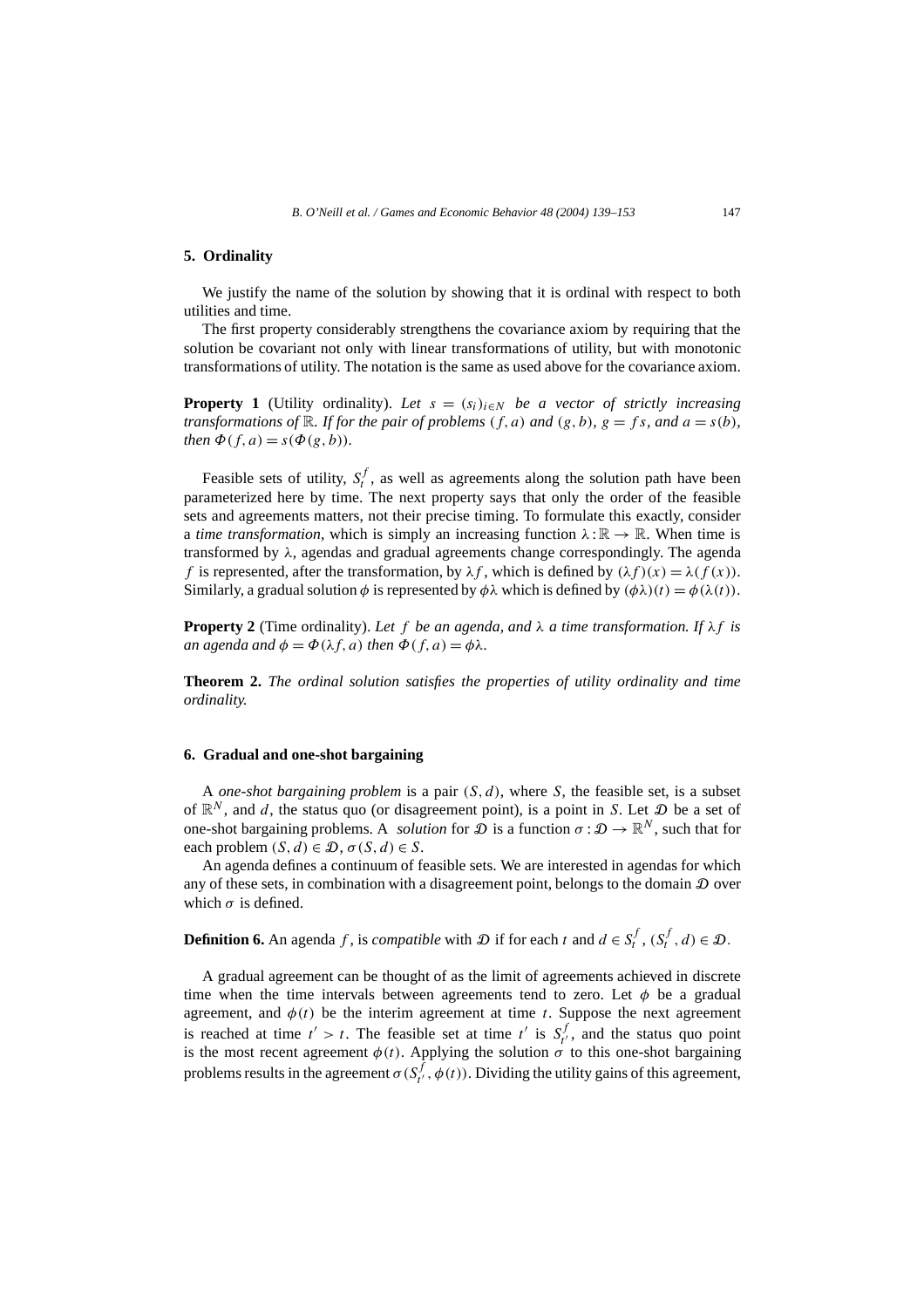## 5. Ordinality

We justify the name of the solution by showing that it is ordinal with respect to both utilities and time.

The first property considerably strengthens the covariance axiom by requiring that the solution be covariant not only with linear transformations of utility, but with monotonic transformations of utility. The notation is the same as used above for the covariance axiom.

**Property 1** (Utility ordinality). *Let $s = (s_i)_{i \in N}$ be a vector of strictly increasing transformations of $\mathbb{R}$. If for the pair of problems $(f, a)$ and $(g, b)$, $g = fs$, and $a = s(b)$, then $\Phi(f, a) = s(\Phi(g, b))$.*

Feasible sets of utility, $S_t^f$, as well as agreements along the solution path have been parameterized here by time. The next property says that only the order of the feasible sets and agreements matters, not their precise timing. To formulate this exactly, consider a *time transformation*, which is simply an increasing function $\lambda : \mathbb{R} \to \mathbb{R}$. When time is transformed by $\lambda$, agendas and gradual agreements change correspondingly. The agenda $f$ is represented, after the transformation, by $\lambda f$, which is defined by $(\lambda f)(x) = \lambda(f(x))$. Similarly, a gradual solution $\phi$ is represented by $\phi\lambda$ which is defined by $(\phi\lambda)(t) = \phi(\lambda(t))$.

**Property 2** (Time ordinality). *Let $f$ be an agenda, and $\lambda$ a time transformation. If $\lambda f$ is an agenda and $\phi = \Phi(\lambda f, a)$ then $\Phi(f, a) = \phi\lambda$.*

**Theorem 2.** *The ordinal solution satisfies the properties of utility ordinality and time ordinality.*

## 6. Gradual and one-shot bargaining

A *one-shot bargaining problem* is a pair $(S, d)$, where $S$, the feasible set, is a subset of $\mathbb{R}^N$, and $d$, the status quo (or disagreement point), is a point in $S$. Let $\mathcal{D}$ be a set of one-shot bargaining problems. A *solution* for $\mathcal{D}$ is a function $\sigma : \mathcal{D} \to \mathbb{R}^N$, such that for each problem $(S, d) \in \mathcal{D}$, $\sigma(S, d) \in S$.

An agenda defines a continuum of feasible sets. We are interested in agendas for which any of these sets, in combination with a disagreement point, belongs to the domain $\mathcal{D}$ over which $\sigma$ is defined.

**Definition 6.** An agenda $f$, is *compatible* with $\mathcal{D}$ if for each $t$ and $d \in S_t^f$, $(S_t^f, d) \in \mathcal{D}$.

A gradual agreement can be thought of as the limit of agreements achieved in discrete time when the time intervals between agreements tend to zero. Let $\phi$ be a gradual agreement, and $\phi(t)$ be the interim agreement at time $t$. Suppose the next agreement is reached at time $t' > t$. The feasible set at time $t'$ is $S_{t'}^f$, and the status quo point is the most recent agreement $\phi(t)$. Applying the solution $\sigma$ to this one-shot bargaining problems results in the agreement $\sigma(S_{t'}^f, \phi(t))$. Dividing the utility gains of this agreement,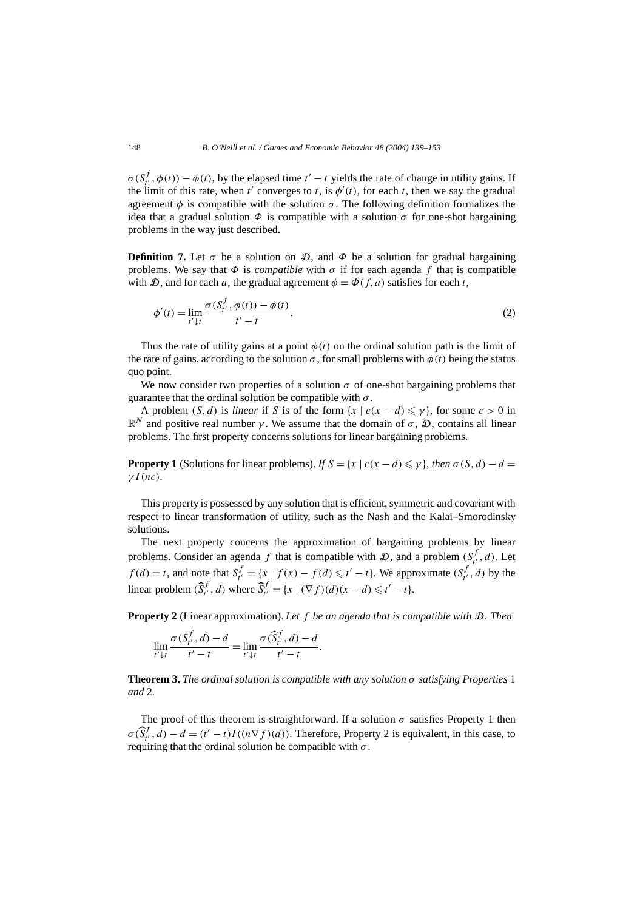$\sigma(S^f_{t'}, \phi(t)) - \phi(t)$, by the elapsed time $t' - t$ yields the rate of change in utility gains. If the limit of this rate, when $t'$ converges to $t$, is $\phi'(t)$, for each $t$, then we say the gradual agreement $\phi$ is compatible with the solution $\sigma$. The following definition formalizes the idea that a gradual solution $\Phi$ is compatible with a solution $\sigma$ for one-shot bargaining problems in the way just described.

**Definition 7.** Let $\sigma$ be a solution on $\mathcal{D}$, and $\Phi$ be a solution for gradual bargaining problems. We say that $\Phi$ is *compatible* with $\sigma$ if for each agenda $f$ that is compatible with $\mathcal{D}$, and for each $a$, the gradual agreement $\phi = \Phi(f, a)$ satisfies for each $t$,

$$\phi'(t) = \lim_{t' \downarrow t} \frac{\sigma(S^f_{t'}, \phi(t)) - \phi(t)}{t' - t}. \tag{2}$$

Thus the rate of utility gains at a point $\phi(t)$ on the ordinal solution path is the limit of the rate of gains, according to the solution $\sigma$, for small problems with $\phi(t)$ being the status quo point.

We now consider two properties of a solution $\sigma$ of one-shot bargaining problems that guarantee that the ordinal solution be compatible with $\sigma$.

A problem $(S, d)$ is *linear* if $S$ is of the form $\{x \mid c(x - d) \leqslant \gamma\}$, for some $c > 0$ in $\mathbb{R}^N$ and positive real number $\gamma$. We assume that the domain of $\sigma$, $\mathcal{D}$, contains all linear problems. The first property concerns solutions for linear bargaining problems.

**Property 1** (Solutions for linear problems). *If $S = \{x \mid c(x - d) \leqslant \gamma\}$, then $\sigma(S, d) - d = \gamma I(nc)$.*

This property is possessed by any solution that is efficient, symmetric and covariant with respect to linear transformation of utility, such as the Nash and the Kalai–Smorodinsky solutions.

The next property concerns the approximation of bargaining problems by linear problems. Consider an agenda $f$ that is compatible with $\mathcal{D}$, and a problem $(S^f_{t'}, d)$. Let $f(d) = t$, and note that $S^f_{t'} = \{x \mid f(x) - f(d) \leqslant t' - t\}$. We approximate $(S^f_{t'}, d)$ by the linear problem $(\widehat{S}^f_{t'}, d)$ where $\widehat{S}^f_{t'} = \{x \mid (\nabla f)(d)(x - d) \leqslant t' - t\}$.

**Property 2** (Linear approximation). *Let $f$ be an agenda that is compatible with $\mathcal{D}$. Then*

$$\lim_{t' \downarrow t} \frac{\sigma(S^f_{t'}, d) - d}{t' - t} = \lim_{t' \downarrow t} \frac{\sigma(\widehat{S}^f_{t'}, d) - d}{t' - t}.$$

**Theorem 3.** *The ordinal solution is compatible with any solution $\sigma$ satisfying Properties* 1 *and* 2*.*

The proof of this theorem is straightforward. If a solution $\sigma$ satisfies Property 1 then $\sigma(\widehat{S}^f_{t'}, d) - d = (t' - t)I((n\nabla f)(d))$. Therefore, Property 2 is equivalent, in this case, to requiring that the ordinal solution be compatible with $\sigma$.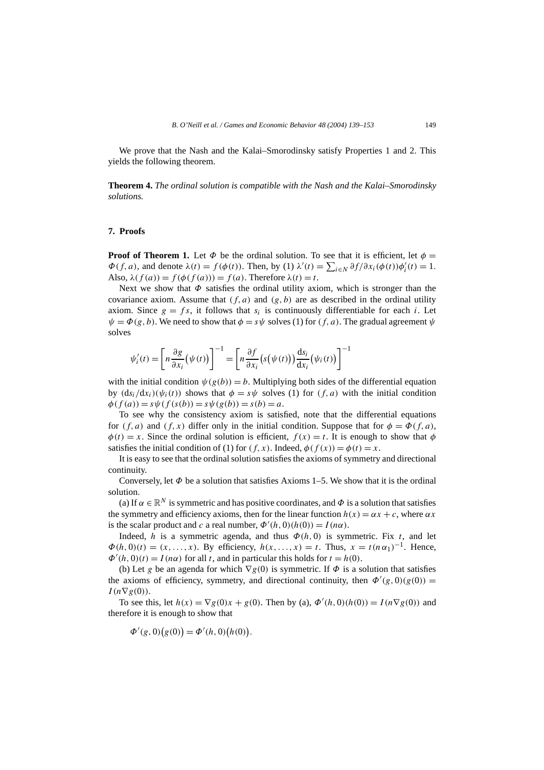We prove that the Nash and the Kalai–Smorodinsky satisfy Properties 1 and 2. This yields the following theorem.

**Theorem 4.** *The ordinal solution is compatible with the Nash and the Kalai–Smorodinsky solutions.*

## 7. Proofs

**Proof of Theorem 1.** Let $\Phi$ be the ordinal solution. To see that it is efficient, let $\phi = \Phi(f, a)$, and denote $\lambda(t) = f(\phi(t))$. Then, by (1) $\lambda'(t) = \sum_{i \in N} \partial f / \partial x_i(\phi(t)) \phi_i'(t) = 1$. Also, $\lambda(f(a)) = f(\phi(f(a))) = f(a)$. Therefore $\lambda(t) = t$.

Next we show that $\Phi$ satisfies the ordinal utility axiom, which is stronger than the covariance axiom. Assume that $(f, a)$ and $(g, b)$ are as described in the ordinal utility axiom. Since $g = fs$, it follows that $s_i$ is continuously differentiable for each $i$. Let $\psi = \Phi(g, b)$. We need to show that $\phi = s\psi$ solves (1) for $(f, a)$. The gradual agreement $\psi$ solves

$$\psi_i'(t) = \left[ n \frac{\partial g}{\partial x_i}\big(\psi(t)\big) \right]^{-1} = \left[ n \frac{\partial f}{\partial x_i}\big(s\big(\psi(t)\big)\big) \frac{\mathrm{d}s_i}{\mathrm{d}x_i}\big(\psi_i(t)\big) \right]^{-1}$$

with the initial condition $\psi(g(b)) = b$. Multiplying both sides of the differential equation by $(\mathrm{d}s_i/\mathrm{d}x_i)(\psi_i(t))$ shows that $\phi = s\psi$ solves (1) for $(f, a)$ with the initial condition $\phi(f(a)) = s\psi(f(s(b)) = s\psi(g(b)) = s(b) = a$.

To see why the consistency axiom is satisfied, note that the differential equations for $(f, a)$ and $(f, x)$ differ only in the initial condition. Suppose that for $\phi = \Phi(f, a)$, $\phi(t) = x$. Since the ordinal solution is efficient, $f(x) = t$. It is enough to show that $\phi$ satisfies the initial condition of (1) for $(f, x)$. Indeed, $\phi(f(x)) = \phi(t) = x$.

It is easy to see that the ordinal solution satisfies the axioms of symmetry and directional continuity.

Conversely, let $\Phi$ be a solution that satisfies Axioms 1–5. We show that it is the ordinal solution.

(a) If $\alpha \in \mathbb{R}^N$ is symmetric and has positive coordinates, and $\Phi$ is a solution that satisfies the symmetry and efficiency axioms, then for the linear function $h(x) = \alpha x + c$, where $\alpha x$ is the scalar product and $c$ a real number, $\Phi'(h, 0)(h(0)) = I(n\alpha)$.

Indeed, $h$ is a symmetric agenda, and thus $\Phi(h, 0)$ is symmetric. Fix $t$, and let $\Phi(h, 0)(t) = (x, \ldots, x)$. By efficiency, $h(x, \ldots, x) = t$. Thus, $x = t(n\alpha_1)^{-1}$. Hence, $\Phi'(h, 0)(t) = I(n\alpha)$ for all $t$, and in particular this holds for $t = h(0)$.

(b) Let $g$ be an agenda for which $\nabla g(0)$ is symmetric. If $\Phi$ is a solution that satisfies the axioms of efficiency, symmetry, and directional continuity, then $\Phi'(g, 0)(g(0)) = I(n \nabla g(0))$.

To see this, let $h(x) = \nabla g(0)x + g(0)$. Then by (a), $\Phi'(h, 0)(h(0)) = I(n \nabla g(0))$ and therefore it is enough to show that

$$\Phi'(g, 0)\big(g(0)\big) = \Phi'(h, 0)\big(h(0)\big).$$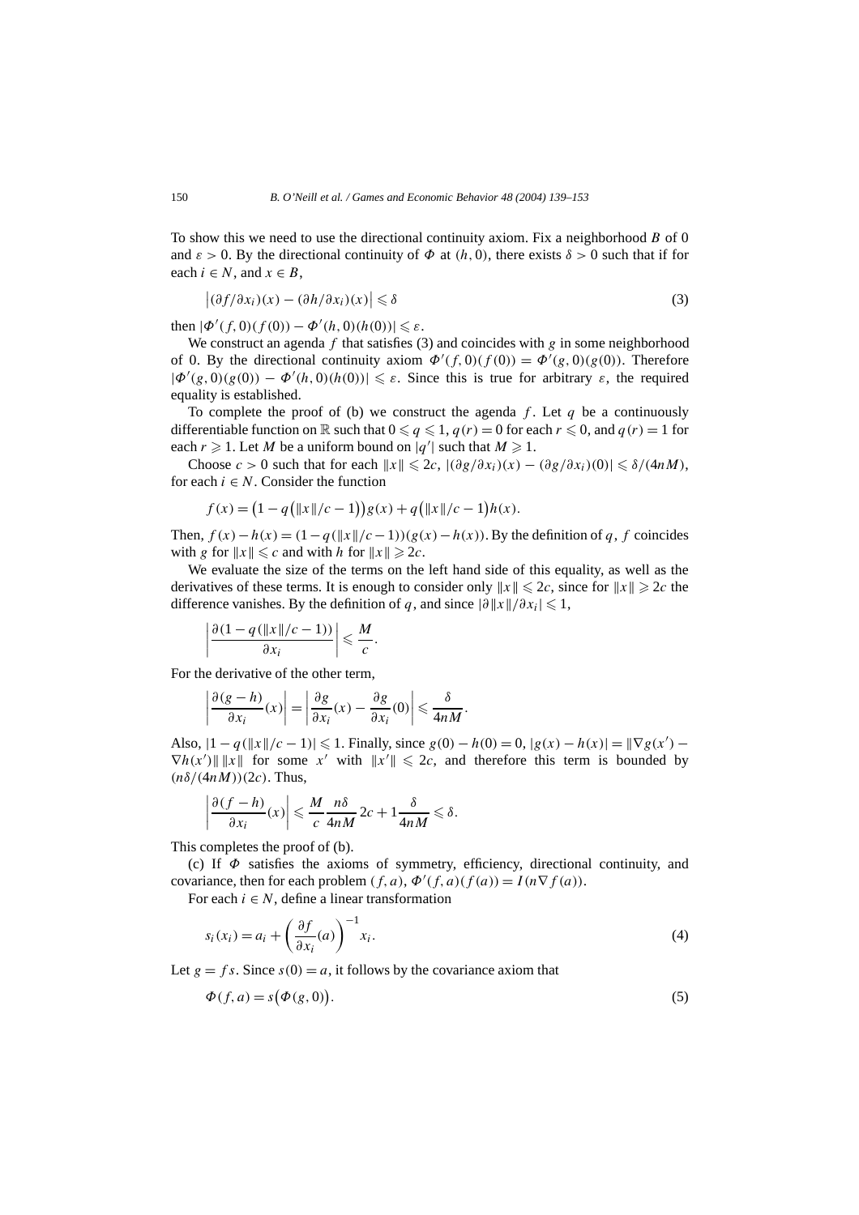To show this we need to use the directional continuity axiom. Fix a neighborhood $B$ of 0 and $\varepsilon > 0$. By the directional continuity of $\Phi$ at $(h, 0)$, there exists $\delta > 0$ such that if for each $i \in N$, and $x \in B$,

$$\left|(\partial f/\partial x_i)(x) - (\partial h/\partial x_i)(x)\right| \leqslant \delta \tag{3}$$

then $|\Phi'(f, 0)(f(0)) - \Phi'(h, 0)(h(0))| \leqslant \varepsilon$.

We construct an agenda $f$ that satisfies (3) and coincides with $g$ in some neighborhood of 0. By the directional continuity axiom $\Phi'(f, 0)(f(0)) = \Phi'(g, 0)(g(0))$. Therefore $|\Phi'(g, 0)(g(0)) - \Phi'(h, 0)(h(0))| \leqslant \varepsilon$. Since this is true for arbitrary $\varepsilon$, the required equality is established.

To complete the proof of (b) we construct the agenda $f$. Let $q$ be a continuously differentiable function on $\mathbb{R}$ such that $0 \leqslant q \leqslant 1$, $q(r) = 0$ for each $r \leqslant 0$, and $q(r) = 1$ for each $r \geqslant 1$. Let $M$ be a uniform bound on $|q'|$ such that $M \geqslant 1$.

Choose $c > 0$ such that for each $\|x\| \leqslant 2c$, $|(\partial g/\partial x_i)(x) - (\partial g/\partial x_i)(0)| \leqslant \delta/(4nM)$, for each $i \in N$. Consider the function

$$f(x) = \big(1 - q(\|x\|/c - 1)\big)g(x) + q\big(\|x\|/c - 1\big)h(x).$$

Then, $f(x) - h(x) = (1 - q(\|x\|/c - 1))(g(x) - h(x))$. By the definition of $q$, $f$ coincides with $g$ for $\|x\| \leqslant c$ and with $h$ for $\|x\| \geqslant 2c$.

We evaluate the size of the terms on the left hand side of this equality, as well as the derivatives of these terms. It is enough to consider only $\|x\| \leqslant 2c$, since for $\|x\| \geqslant 2c$ the difference vanishes. By the definition of $q$, and since $|\partial\|x\|/\partial x_i| \leqslant 1$,

$$\left|\frac{\partial(1 - q(\|x\|/c - 1))}{\partial x_i}\right| \leqslant \frac{M}{c}.$$

For the derivative of the other term,

$$\left|\frac{\partial(g - h)}{\partial x_i}(x)\right| = \left|\frac{\partial g}{\partial x_i}(x) - \frac{\partial g}{\partial x_i}(0)\right| \leqslant \frac{\delta}{4nM}.$$

Also, $|1 - q(\|x\|/c - 1)| \leqslant 1$. Finally, since $g(0) - h(0) = 0$, $|g(x) - h(x)| = \|\nabla g(x') - \nabla h(x')\|\,\|x\|$ for some $x'$ with $\|x'\| \leqslant 2c$, and therefore this term is bounded by $(n\delta/(4nM))(2c)$. Thus,

$$\left|\frac{\partial(f - h)}{\partial x_i}(x)\right| \leqslant \frac{M}{c}\,\frac{n\delta}{4nM}\,2c + 1\frac{\delta}{4nM} \leqslant \delta.$$

This completes the proof of (b).

(c) If $\Phi$ satisfies the axioms of symmetry, efficiency, directional continuity, and covariance, then for each problem $(f, a)$, $\Phi'(f, a)(f(a)) = I(n\nabla f(a))$.

For each $i \in N$, define a linear transformation

$$s_i(x_i) = a_i + \left(\frac{\partial f}{\partial x_i}(a)\right)^{-1} x_i. \tag{4}$$

Let $g = fs$. Since $s(0) = a$, it follows by the covariance axiom that

$$\Phi(f, a) = s\big(\Phi(g, 0)\big). \tag{5}$$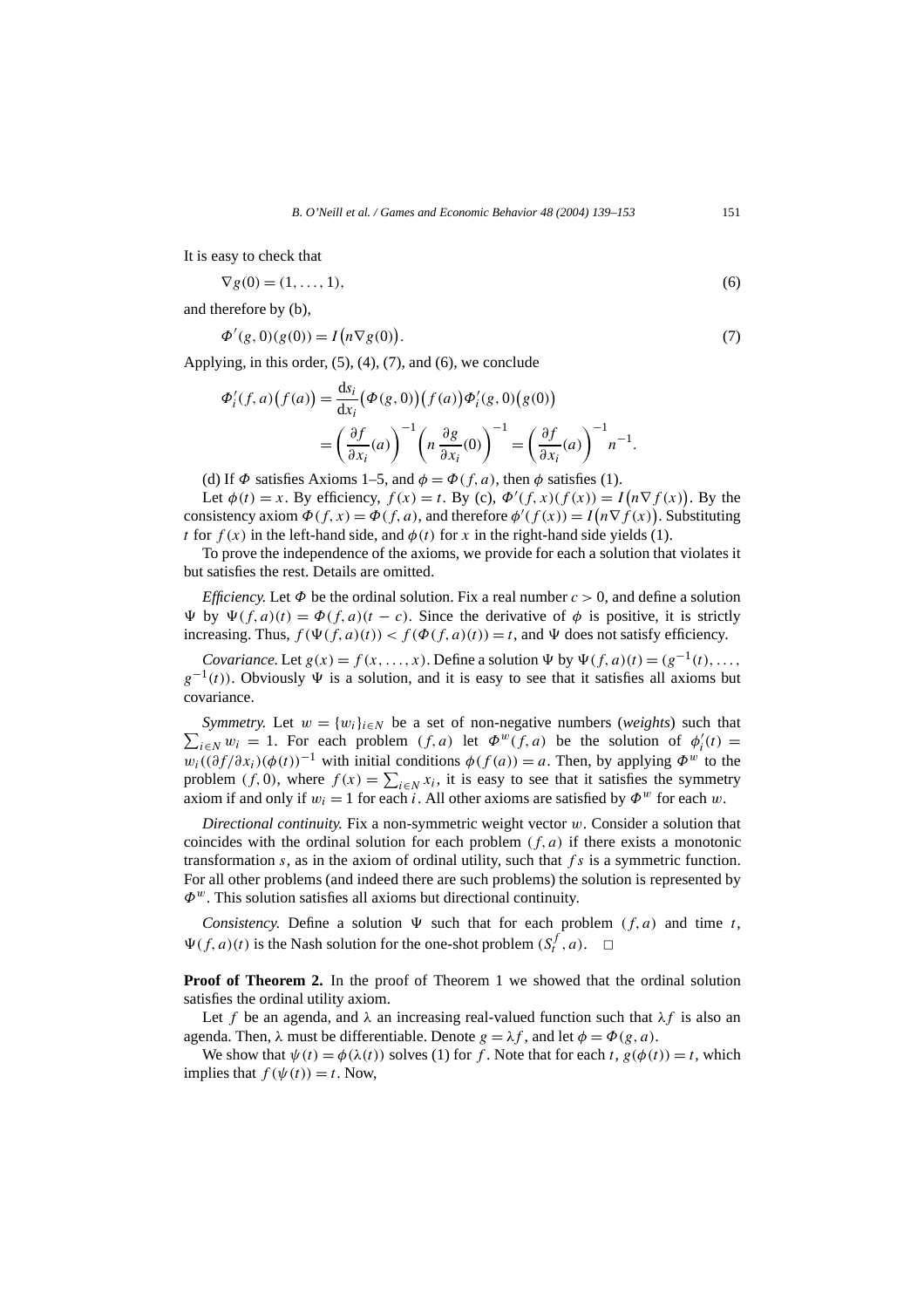It is easy to check that

$$\nabla g(0) = (1, \ldots, 1), \tag{6}$$

and therefore by (b),

$$\Phi'(g, 0)(g(0)) = I\big(n\nabla g(0)\big). \tag{7}$$

Applying, in this order, (5), (4), (7), and (6), we conclude

$$\Phi_i'(f, a)\big(f(a)\big) = \frac{\mathrm{d}s_i}{\mathrm{d}x_i}\big(\Phi(g, 0)\big)\big(f(a)\big)\Phi_i'(g, 0)\big(g(0)\big)$$
$$= \left(\frac{\partial f}{\partial x_i}(a)\right)^{-1}\left(n\,\frac{\partial g}{\partial x_i}(0)\right)^{-1} = \left(\frac{\partial f}{\partial x_i}(a)\right)^{-1} n^{-1}.$$

(d) If $\Phi$ satisfies Axioms 1–5, and $\phi = \Phi(f, a)$, then $\phi$ satisfies (1).

Let $\phi(t) = x$. By efficiency, $f(x) = t$. By (c), $\Phi'(f, x)(f(x)) = I\big(n\nabla f(x)\big)$. By the consistency axiom $\Phi(f, x) = \Phi(f, a)$, and therefore $\phi'(f(x)) = I\big(n\nabla f(x)\big)$. Substituting $t$ for $f(x)$ in the left-hand side, and $\phi(t)$ for $x$ in the right-hand side yields (1).

To prove the independence of the axioms, we provide for each a solution that violates it but satisfies the rest. Details are omitted.

*Efficiency.* Let $\Phi$ be the ordinal solution. Fix a real number $c > 0$, and define a solution $\Psi$ by $\Psi(f, a)(t) = \Phi(f, a)(t - c)$. Since the derivative of $\phi$ is positive, it is strictly increasing. Thus, $f(\Psi(f, a)(t)) < f(\Phi(f, a)(t)) = t$, and $\Psi$ does not satisfy efficiency.

*Covariance.* Let $g(x) = f(x, \ldots, x)$. Define a solution $\Psi$ by $\Psi(f, a)(t) = (g^{-1}(t), \ldots, g^{-1}(t))$. Obviously $\Psi$ is a solution, and it is easy to see that it satisfies all axioms but covariance.

*Symmetry.* Let $w = \{w_i\}_{i\in N}$ be a set of non-negative numbers (*weights*) such that $\sum_{i\in N} w_i = 1$. For each problem $(f, a)$ let $\Phi^w(f, a)$ be the solution of $\phi_i'(t) = w_i((\partial f/\partial x_i)(\phi(t))^{-1}$ with initial conditions $\phi(f(a)) = a$. Then, by applying $\Phi^w$ to the problem $(f, 0)$, where $f(x) = \sum_{i\in N} x_i$, it is easy to see that it satisfies the symmetry axiom if and only if $w_i = 1$ for each $i$. All other axioms are satisfied by $\Phi^w$ for each $w$.

*Directional continuity.* Fix a non-symmetric weight vector $w$. Consider a solution that coincides with the ordinal solution for each problem $(f, a)$ if there exists a monotonic transformation $s$, as in the axiom of ordinal utility, such that $fs$ is a symmetric function. For all other problems (and indeed there are such problems) the solution is represented by $\Phi^w$. This solution satisfies all axioms but directional continuity.

*Consistency.* Define a solution $\Psi$ such that for each problem $(f, a)$ and time $t$, $\Psi(f, a)(t)$ is the Nash solution for the one-shot problem $(S_t^f, a)$. $\square$

**Proof of Theorem 2.** In the proof of Theorem 1 we showed that the ordinal solution satisfies the ordinal utility axiom.

Let $f$ be an agenda, and $\lambda$ an increasing real-valued function such that $\lambda f$ is also an agenda. Then, $\lambda$ must be differentiable. Denote $g = \lambda f$, and let $\phi = \Phi(g, a)$.

We show that $\psi(t) = \phi(\lambda(t))$ solves (1) for $f$. Note that for each $t$, $g(\phi(t)) = t$, which implies that $f(\psi(t)) = t$. Now,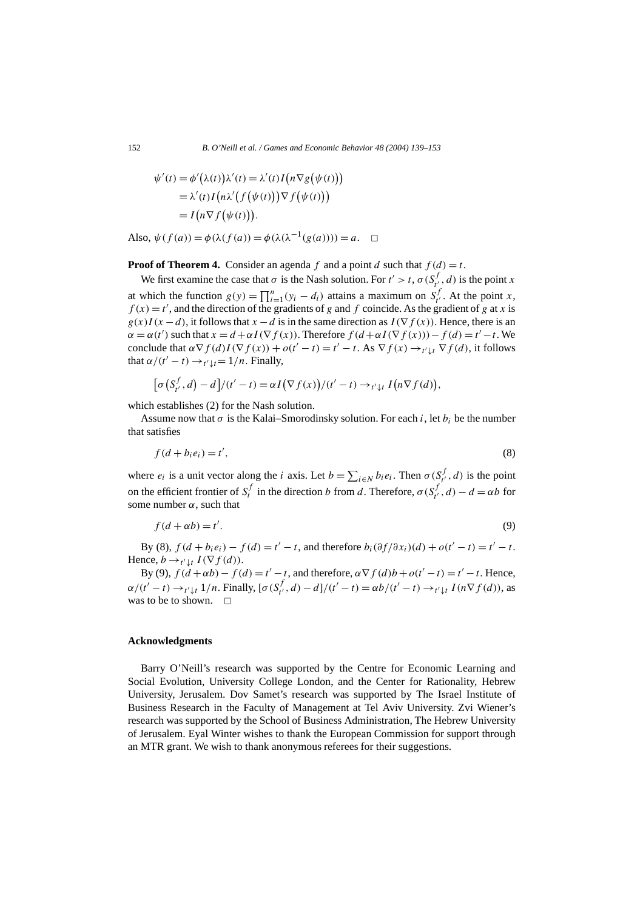$$\psi'(t) = \phi'\big(\lambda(t)\big)\lambda'(t) = \lambda'(t) I\big(n\nabla g\big(\psi(t)\big)\big)$$
$$= \lambda'(t) I\big(n\lambda'\big(f\big(\psi(t)\big)\big)\nabla f\big(\psi(t)\big)\big)$$
$$= I\big(n\nabla f\big(\psi(t)\big)\big).$$

Also, $\psi(f(a)) = \phi(\lambda(f(a)) = \phi(\lambda(\lambda^{-1}(g(a)))) = a$. $\square$

**Proof of Theorem 4.** Consider an agenda $f$ and a point $d$ such that $f(d) = t$.

We first examine the case that $\sigma$ is the Nash solution. For $t' > t$, $\sigma(S^f_{t'}, d)$ is the point $x$ at which the function $g(y) = \prod_{i=1}^{n}(y_i - d_i)$ attains a maximum on $S^f_{t'}$. At the point $x$, $f(x) = t'$, and the direction of the gradients of $g$ and $f$ coincide. As the gradient of $g$ at $x$ is $g(x)I(x - d)$, it follows that $x - d$ is in the same direction as $I(\nabla f(x))$. Hence, there is an $\alpha = \alpha(t')$ such that $x = d + \alpha I(\nabla f(x))$. Therefore $f(d + \alpha I(\nabla f(x))) - f(d) = t' - t$. We conclude that $\alpha \nabla f(d) I(\nabla f(x)) + o(t' - t) = t' - t$. As $\nabla f(x) \to_{t' \downarrow t} \nabla f(d)$, it follows that $\alpha/(t' - t) \to_{t' \downarrow t} = 1/n$. Finally,

$$\big[\sigma\big(S^f_{t'}, d\big) - d\big]/(t' - t) = \alpha I\big(\nabla f(x)\big)/(t' - t) \to_{t' \downarrow t} I\big(n\nabla f(d)\big),$$

which establishes (2) for the Nash solution.

Assume now that $\sigma$ is the Kalai–Smorodinsky solution. For each $i$, let $b_i$ be the number that satisfies

$$f(d + b_i e_i) = t', \tag{8}$$

where $e_i$ is a unit vector along the $i$ axis. Let $b = \sum_{i \in N} b_i e_i$. Then $\sigma(S^f_{t'}, d)$ is the point on the efficient frontier of $S^f_t$ in the direction $b$ from $d$. Therefore, $\sigma(S^f_{t'}, d) - d = \alpha b$ for some number $\alpha$, such that

$$f(d + \alpha b) = t'. \tag{9}$$

By (8), $f(d + b_i e_i) - f(d) = t' - t$, and therefore $b_i(\partial f/\partial x_i)(d) + o(t' - t) = t' - t$. Hence, $b \to_{t' \downarrow t} I(\nabla f(d))$.

By (9), $f(d + \alpha b) - f(d) = t' - t$, and therefore, $\alpha \nabla f(d) b + o(t' - t) = t' - t$. Hence, $\alpha/(t' - t) \to_{t' \downarrow t} 1/n$. Finally, $[\sigma(S^f_{t'}, d) - d]/(t' - t) = \alpha b/(t' - t) \to_{t' \downarrow t} I(n\nabla f(d))$, as was to be to shown. $\square$

## Acknowledgments

Barry O'Neill's research was supported by the Centre for Economic Learning and Social Evolution, University College London, and the Center for Rationality, Hebrew University, Jerusalem. Dov Samet's research was supported by The Israel Institute of Business Research in the Faculty of Management at Tel Aviv University. Zvi Wiener's research was supported by the School of Business Administration, The Hebrew University of Jerusalem. Eyal Winter wishes to thank the European Commission for support through an MTR grant. We wish to thank anonymous referees for their suggestions.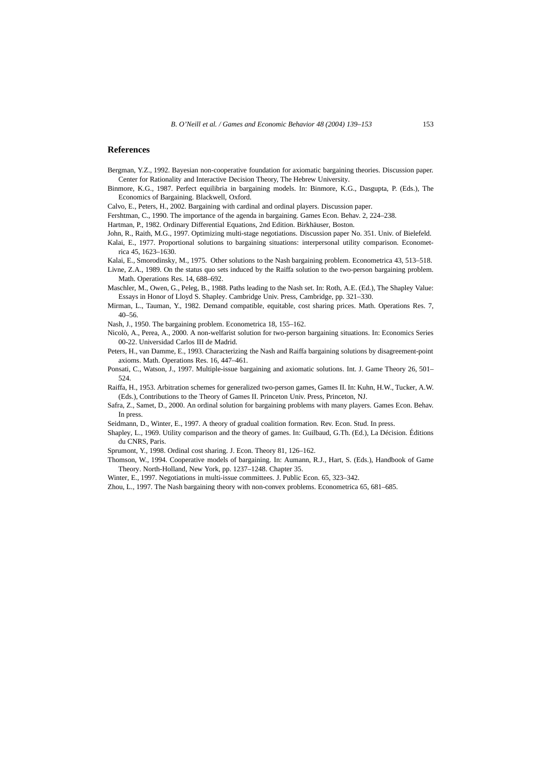## References

Bergman, Y.Z., 1992. Bayesian non-cooperative foundation for axiomatic bargaining theories. Discussion paper. Center for Rationality and Interactive Decision Theory, The Hebrew University.

Binmore, K.G., 1987. Perfect equilibria in bargaining models. In: Binmore, K.G., Dasgupta, P. (Eds.), The Economics of Bargaining. Blackwell, Oxford.

Calvo, E., Peters, H., 2002. Bargaining with cardinal and ordinal players. Discussion paper.

Fershtman, C., 1990. The importance of the agenda in bargaining. Games Econ. Behav. 2, 224–238.

Hartman, P., 1982. Ordinary Differential Equations, 2nd Edition. Birkhäuser, Boston.

John, R., Raith, M.G., 1997. Optimizing multi-stage negotiations. Discussion paper No. 351. Univ. of Bielefeld.

Kalai, E., 1977. Proportional solutions to bargaining situations: interpersonal utility comparison. Econometrica 45, 1623–1630.

Kalai, E., Smorodinsky, M., 1975. Other solutions to the Nash bargaining problem. Econometrica 43, 513–518.

Livne, Z.A., 1989. On the status quo sets induced by the Raiffa solution to the two-person bargaining problem. Math. Operations Res. 14, 688–692.

Maschler, M., Owen, G., Peleg, B., 1988. Paths leading to the Nash set. In: Roth, A.E. (Ed.), The Shapley Value: Essays in Honor of Lloyd S. Shapley. Cambridge Univ. Press, Cambridge, pp. 321–330.

Mirman, L., Tauman, Y., 1982. Demand compatible, equitable, cost sharing prices. Math. Operations Res. 7, 40–56.

Nash, J., 1950. The bargaining problem. Econometrica 18, 155–162.

Nicolò, A., Perea, A., 2000. A non-welfarist solution for two-person bargaining situations. In: Economics Series 00-22. Universidad Carlos III de Madrid.

Peters, H., van Damme, E., 1993. Characterizing the Nash and Raiffa bargaining solutions by disagreement-point axioms. Math. Operations Res. 16, 447–461.

Ponsati, C., Watson, J., 1997. Multiple-issue bargaining and axiomatic solutions. Int. J. Game Theory 26, 501–524.

Raiffa, H., 1953. Arbitration schemes for generalized two-person games, Games II. In: Kuhn, H.W., Tucker, A.W. (Eds.), Contributions to the Theory of Games II. Princeton Univ. Press, Princeton, NJ.

Safra, Z., Samet, D., 2000. An ordinal solution for bargaining problems with many players. Games Econ. Behav. In press.

Seidmann, D., Winter, E., 1997. A theory of gradual coalition formation. Rev. Econ. Stud. In press.

Shapley, L., 1969. Utility comparison and the theory of games. In: Guilbaud, G.Th. (Ed.), La Décision. Éditions du CNRS, Paris.

Sprumont, Y., 1998. Ordinal cost sharing. J. Econ. Theory 81, 126–162.

Thomson, W., 1994. Cooperative models of bargaining. In: Aumann, R.J., Hart, S. (Eds.), Handbook of Game Theory. North-Holland, New York, pp. 1237–1248. Chapter 35.

Winter, E., 1997. Negotiations in multi-issue committees. J. Public Econ. 65, 323–342.

Zhou, L., 1997. The Nash bargaining theory with non-convex problems. Econometrica 65, 681–685.